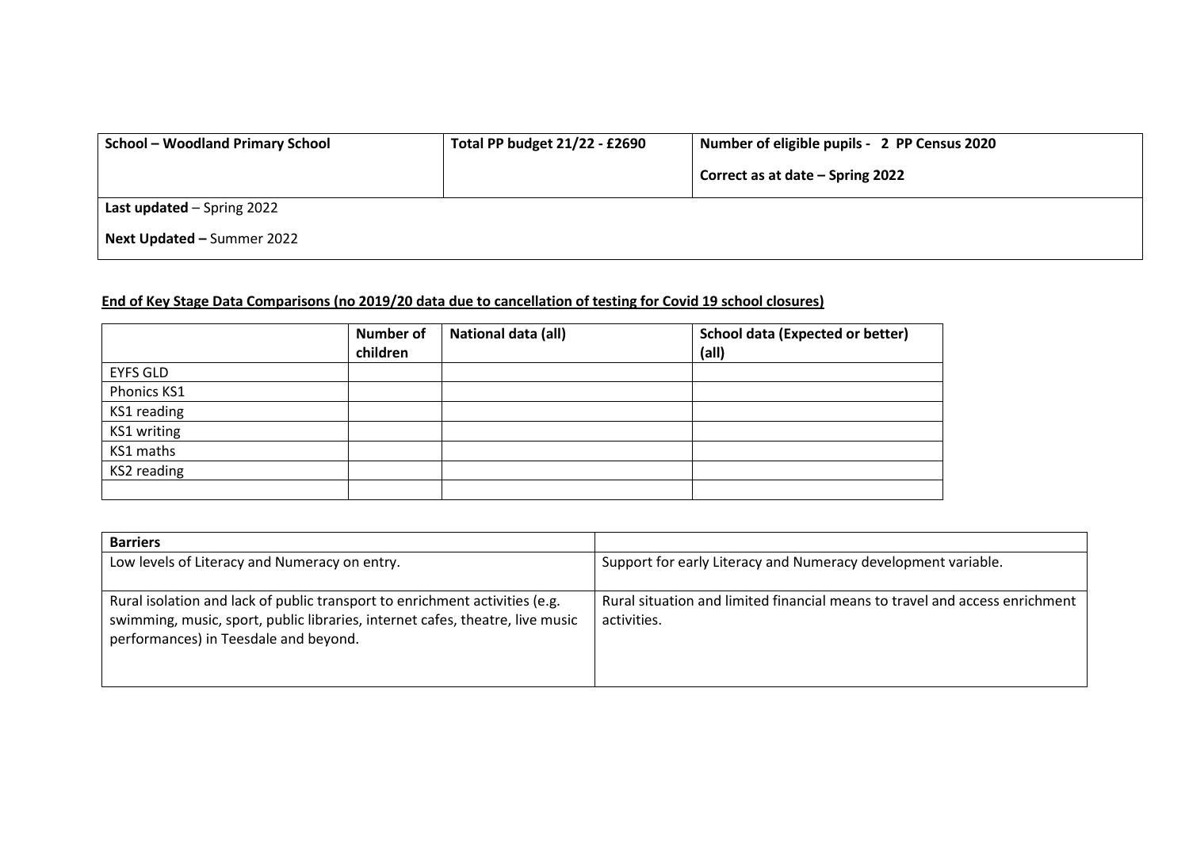| **School – Woodland Primary School** | **Total PP budget 21/22 - £2690** | **Number of eligible pupils - 2 PP Census 2020**<br><br>**Correct as at date – Spring 2022** |
|---|---|---|
| **Last updated** – Spring 2022<br><br>**Next Updated –** Summer 2022 | | |

**<u>End of Key Stage Data Comparisons (no 2019/20 data due to cancellation of testing for Covid 19 school closures)</u>**

| | **Number of children** | **National data (all)** | **School data (Expected or better) (all)** |
|---|---|---|---|
| EYFS GLD | | | |
| Phonics KS1 | | | |
| KS1 reading | | | |
| KS1 writing | | | |
| KS1 maths | | | |
| KS2 reading | | | |
| | | | |

| **Barriers** | |
|---|---|
| Low levels of Literacy and Numeracy on entry. | Support for early Literacy and Numeracy development variable. |
| Rural isolation and lack of public transport to enrichment activities (e.g. swimming, music, sport, public libraries, internet cafes, theatre, live music performances) in Teesdale and beyond. | Rural situation and limited financial means to travel and access enrichment activities. |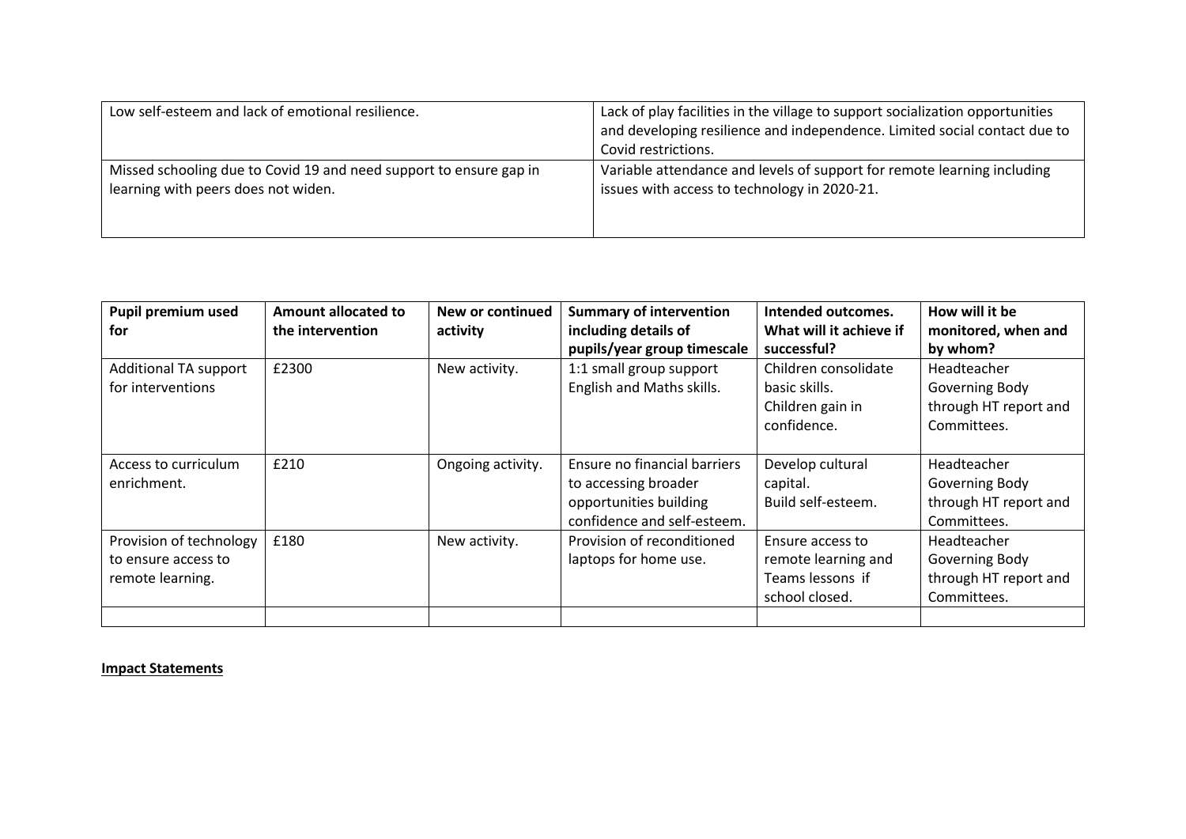| Low self-esteem and lack of emotional resilience. | Lack of play facilities in the village to support socialization opportunities and developing resilience and independence. Limited social contact due to Covid restrictions. |
|---|---|
| Missed schooling due to Covid 19 and need support to ensure gap in learning with peers does not widen. | Variable attendance and levels of support for remote learning including issues with access to technology in 2020-21. |

| Pupil premium used for | Amount allocated to the intervention | New or continued activity | Summary of intervention including details of pupils/year group timescale | Intended outcomes. What will it achieve if successful? | How will it be monitored, when and by whom? |
|---|---|---|---|---|---|
| Additional TA support for interventions | £2300 | New activity. | 1:1 small group support English and Maths skills. | Children consolidate basic skills. Children gain in confidence. | Headteacher Governing Body through HT report and Committees. |
| Access to curriculum enrichment. | £210 | Ongoing activity. | Ensure no financial barriers to accessing broader opportunities building confidence and self-esteem. | Develop cultural capital. Build self-esteem. | Headteacher Governing Body through HT report and Committees. |
| Provision of technology to ensure access to remote learning. | £180 | New activity. | Provision of reconditioned laptops for home use. | Ensure access to remote learning and Teams lessons if school closed. | Headteacher Governing Body through HT report and Committees. |
| | | | | | |

**Impact Statements**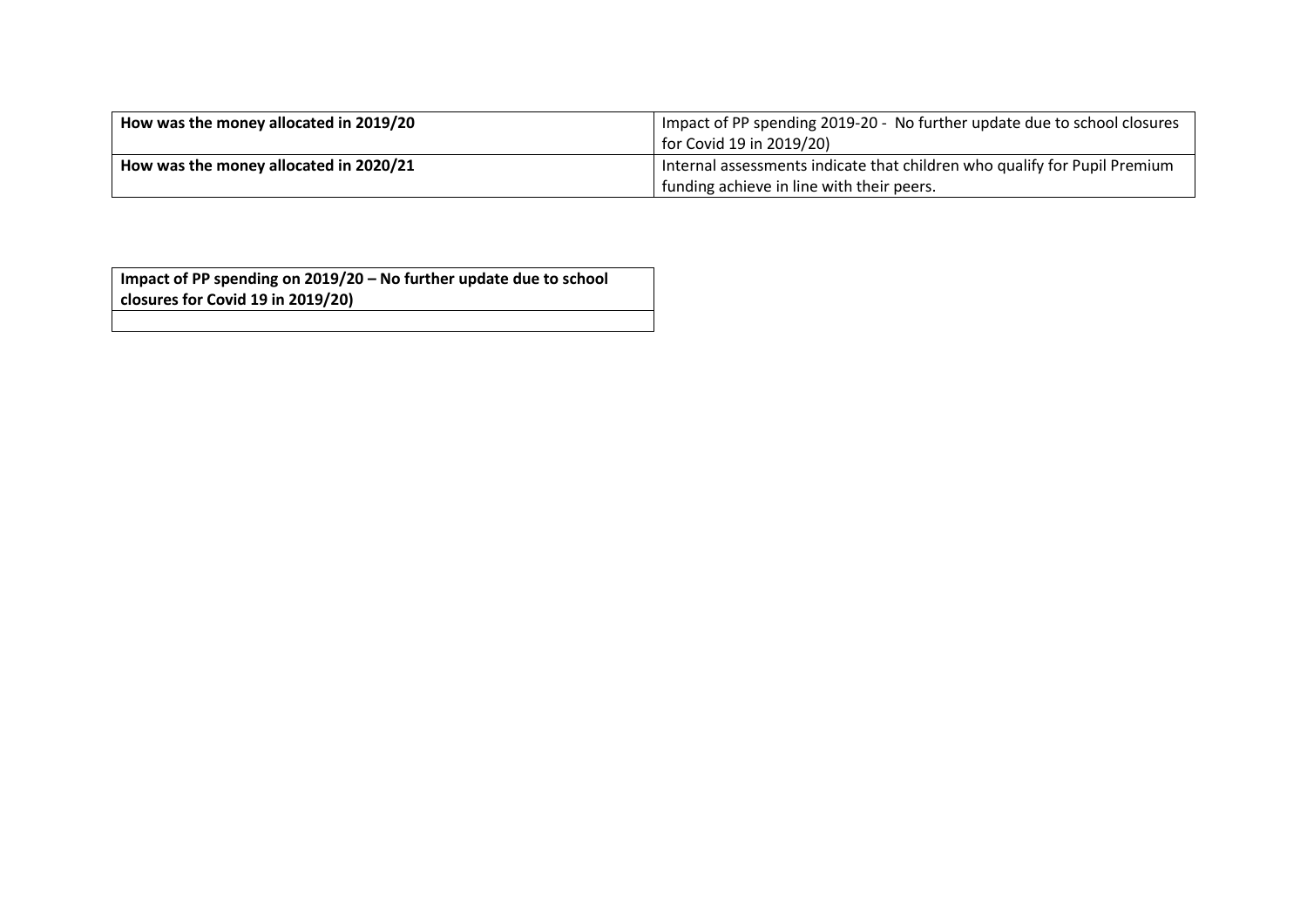| | |
|---|---|
| **How was the money allocated in 2019/20** | Impact of PP spending 2019-20 - No further update due to school closures for Covid 19 in 2019/20) |
| **How was the money allocated in 2020/21** | Internal assessments indicate that children who qualify for Pupil Premium funding achieve in line with their peers. |

| **Impact of PP spending on 2019/20 – No further update due to school closures for Covid 19 in 2019/20)** |
|---|
| |